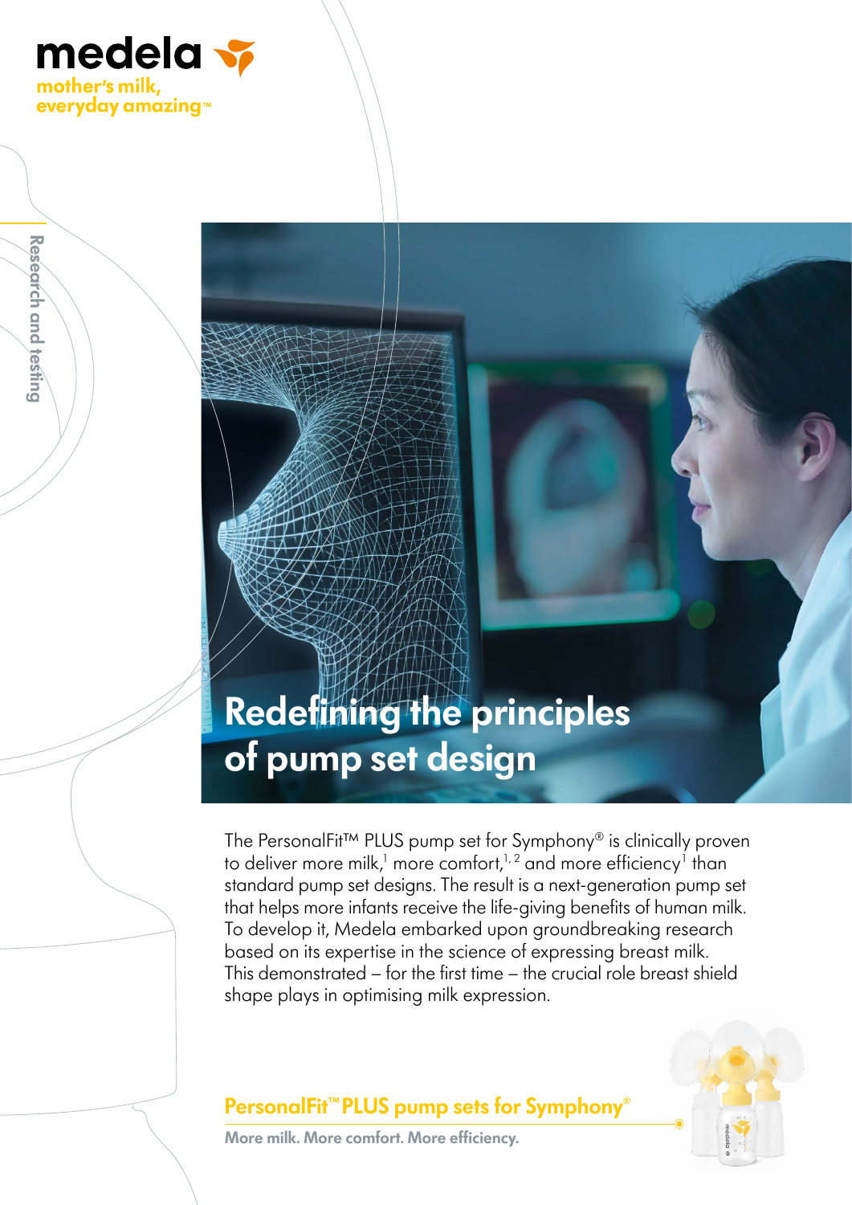medela

mother's milk, everyday amazing™

Research and testing

# Redefining the principles of pump set design

The PersonalFit™ PLUS pump set for Symphony® is clinically proven to deliver more milk,[1] more comfort,[1,2] and more efficiency[1] than standard pump set designs. The result is a next-generation pump set that helps more infants receive the life-giving benefits of human milk. To develop it, Medela embarked upon groundbreaking research based on its expertise in the science of expressing breast milk. This demonstrated – for the first time – the crucial role breast shield shape plays in optimising milk expression.

## PersonalFit™ PLUS pump sets for Symphony®

**More milk. More comfort. More efficiency.**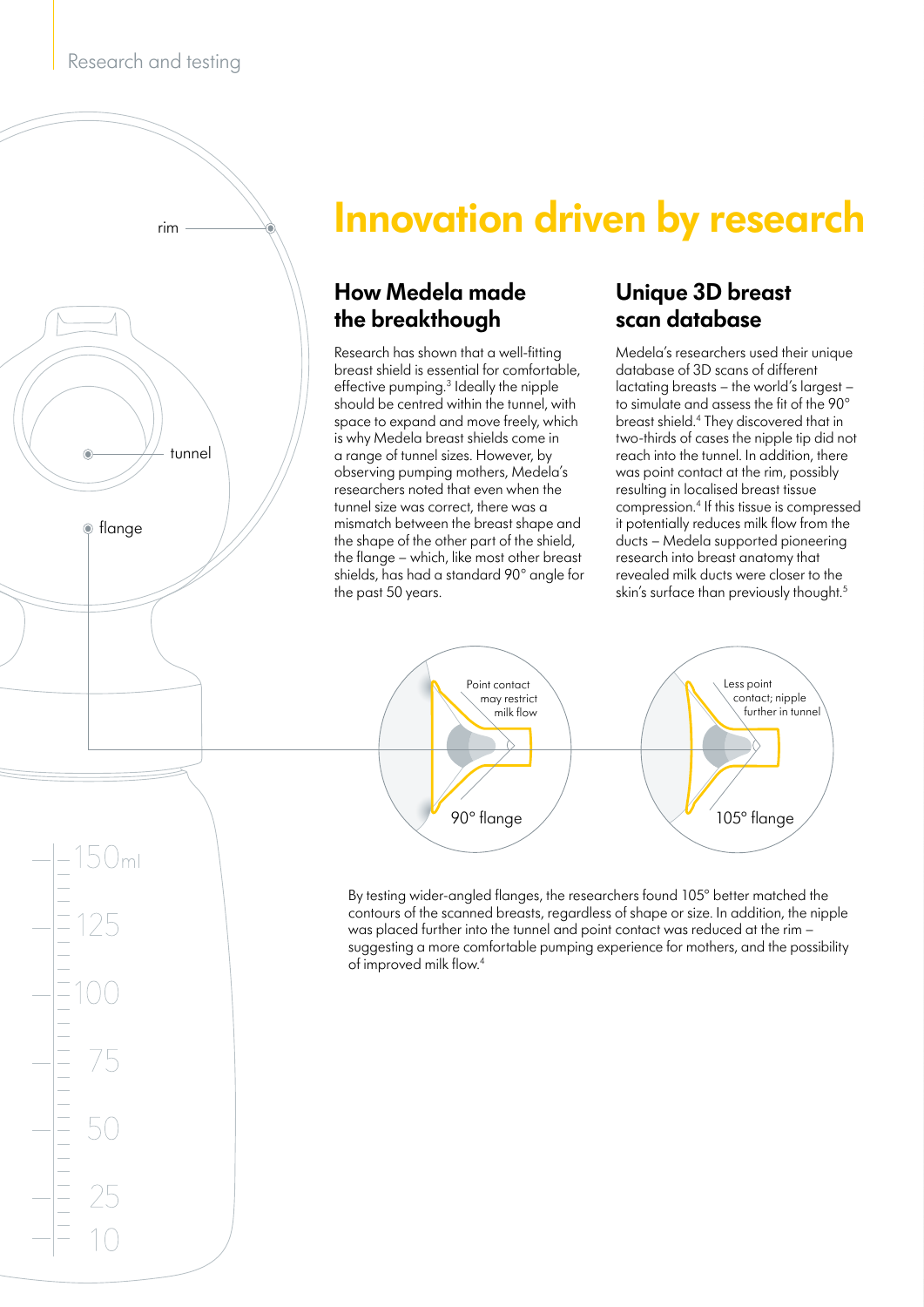# Innovation driven by research

## How Medela made the breakthough

Research has shown that a well-fitting breast shield is essential for comfortable, effective pumping.[3] Ideally the nipple should be centred within the tunnel, with space to expand and move freely, which is why Medela breast shields come in a range of tunnel sizes. However, by observing pumping mothers, Medela's researchers noted that even when the tunnel size was correct, there was a mismatch between the breast shape and the shape of the other part of the shield, the flange – which, like most other breast shields, has had a standard 90° angle for the past 50 years.

## Unique 3D breast scan database

Medela's researchers used their unique database of 3D scans of different lactating breasts – the world's largest – to simulate and assess the fit of the 90° breast shield.[4] They discovered that in two-thirds of cases the nipple tip did not reach into the tunnel. In addition, there was point contact at the rim, possibly resulting in localised breast tissue compression.[4] If this tissue is compressed it potentially reduces milk flow from the ducts – Medela supported pioneering research into breast anatomy that revealed milk ducts were closer to the skin's surface than previously thought.[5]

Point contact may restrict milk flow

90° flange

Less point contact; nipple further in tunnel

105° flange

By testing wider-angled flanges, the researchers found 105° better matched the contours of the scanned breasts, regardless of shape or size. In addition, the nipple was placed further into the tunnel and point contact was reduced at the rim – suggesting a more comfortable pumping experience for mothers, and the possibility of improved milk flow.[4]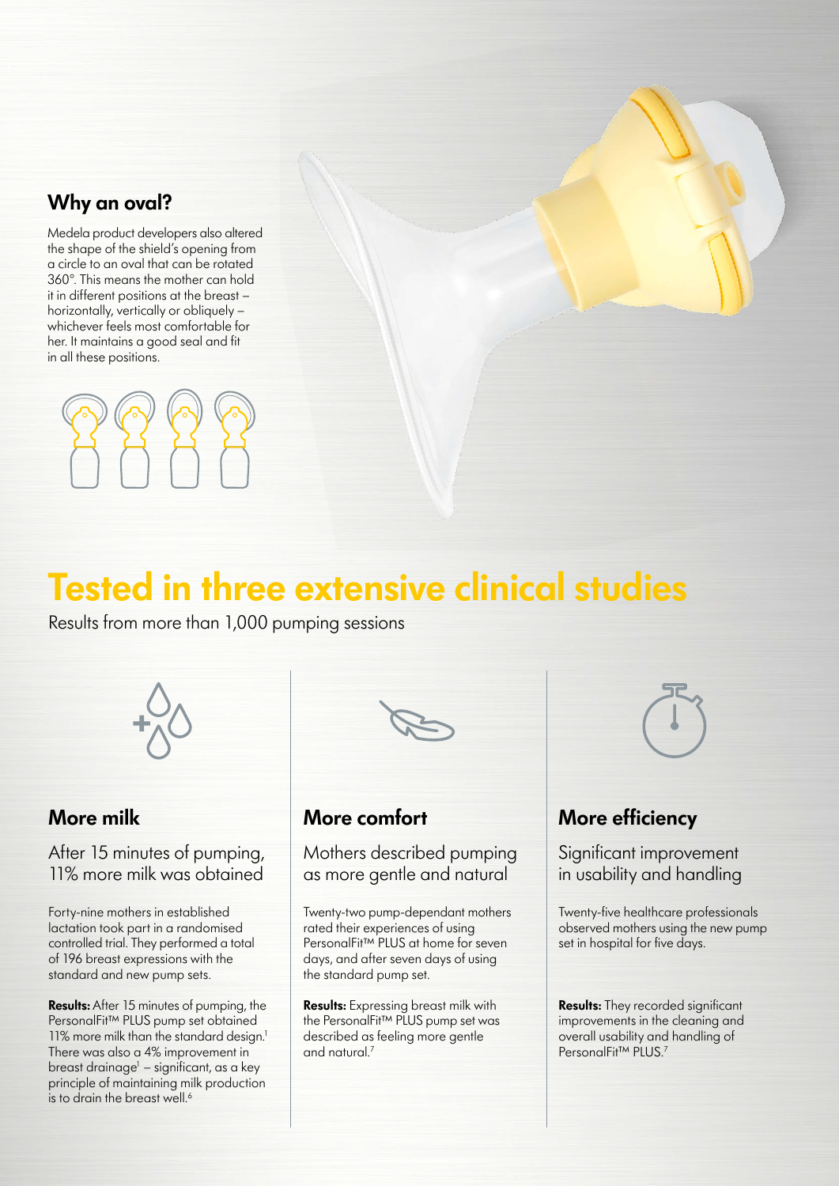## Why an oval?

Medela product developers also altered the shape of the shield's opening from a circle to an oval that can be rotated 360°. This means the mother can hold it in different positions at the breast – horizontally, vertically or obliquely – whichever feels most comfortable for her. It maintains a good seal and fit in all these positions.

# Tested in three extensive clinical studies

Results from more than 1,000 pumping sessions

### More milk

After 15 minutes of pumping, 11% more milk was obtained

Forty-nine mothers in established lactation took part in a randomised controlled trial. They performed a total of 196 breast expressions with the standard and new pump sets.

**Results:** After 15 minutes of pumping, the PersonalFit™ PLUS pump set obtained 11% more milk than the standard design.[1] There was also a 4% improvement in breast drainage[1] – significant, as a key principle of maintaining milk production is to drain the breast well.[6]

### More comfort

Mothers described pumping as more gentle and natural

Twenty-two pump-dependant mothers rated their experiences of using PersonalFit™ PLUS at home for seven days, and after seven days of using the standard pump set.

**Results:** Expressing breast milk with the PersonalFit™ PLUS pump set was described as feeling more gentle and natural.[7]

### More efficiency

Significant improvement in usability and handling

Twenty-five healthcare professionals observed mothers using the new pump set in hospital for five days.

**Results:** They recorded significant improvements in the cleaning and overall usability and handling of PersonalFit™ PLUS.[7]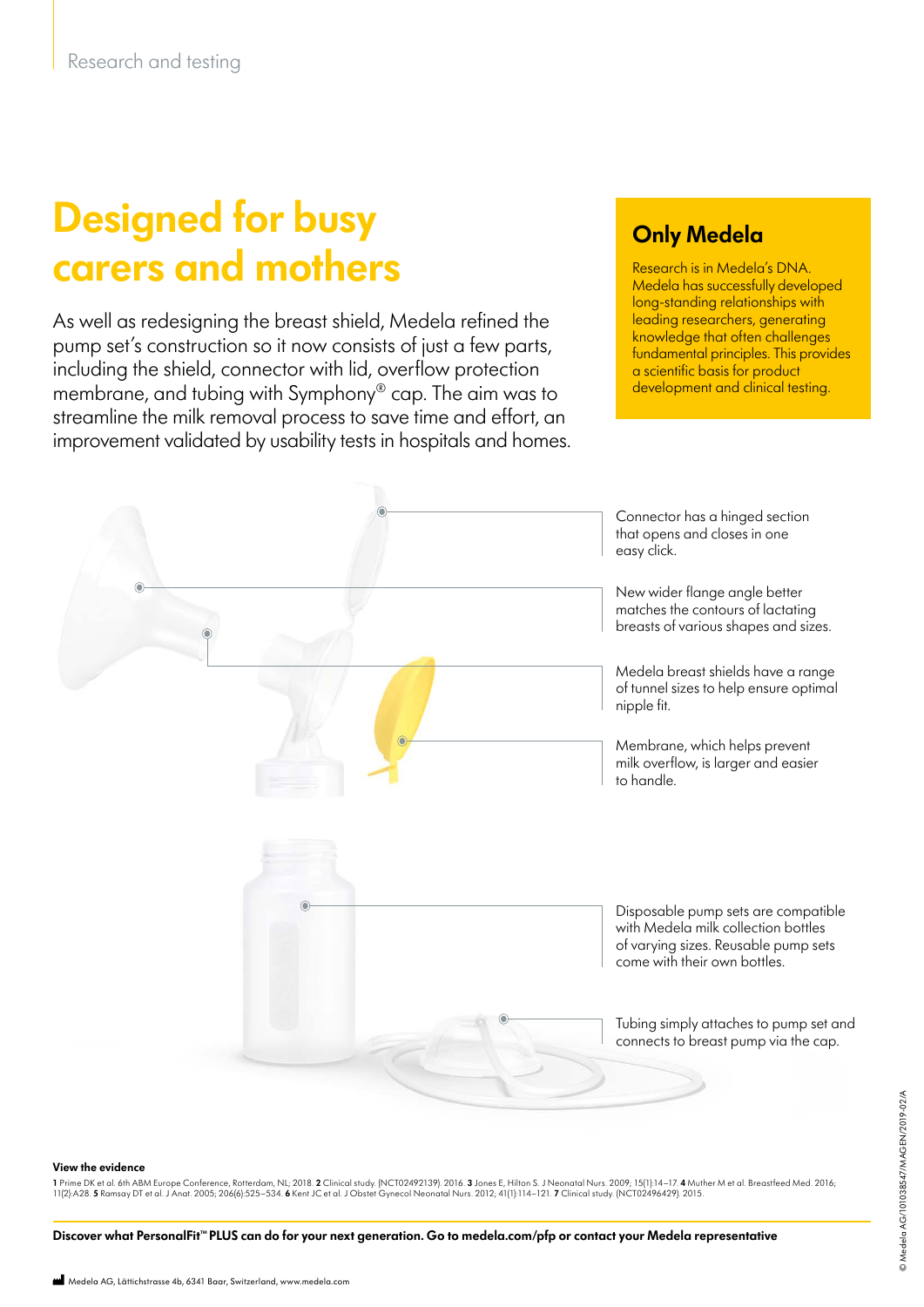Research and testing

# Designed for busy carers and mothers

As well as redesigning the breast shield, Medela refined the pump set's construction so it now consists of just a few parts, including the shield, connector with lid, overflow protection membrane, and tubing with Symphony® cap. The aim was to streamline the milk removal process to save time and effort, an improvement validated by usability tests in hospitals and homes.

## Only Medela

Research is in Medela's DNA. Medela has successfully developed long-standing relationships with leading researchers, generating knowledge that often challenges fundamental principles. This provides a scientific basis for product development and clinical testing.

Connector has a hinged section that opens and closes in one easy click.

New wider flange angle better matches the contours of lactating breasts of various shapes and sizes.

Medela breast shields have a range of tunnel sizes to help ensure optimal nipple fit.

Membrane, which helps prevent milk overflow, is larger and easier to handle.

Disposable pump sets are compatible with Medela milk collection bottles of varying sizes. Reusable pump sets come with their own bottles.

Tubing simply attaches to pump set and connects to breast pump via the cap.

**View the evidence**

**1** Prime DK et al. 6th ABM Europe Conference, Rotterdam, NL; 2018. **2** Clinical study. (NCT02492139). 2016. **3** Jones E, Hilton S. J Neonatal Nurs. 2009; 15(1):14–17. **4** Muther M et al. Breastfeed Med. 2016; 11(2):A28. **5** Ramsay DT et al. J Anat. 2005; 206(6):525–534. **6** Kent JC et al. J Obstet Gynecol Neonatal Nurs. 2012; 41(1):114–121. **7** Clinical study. (NCT02496429). 2015.

**Discover what PersonalFit™ PLUS can do for your next generation. Go to medela.com/pfp or contact your Medela representative**

Medela AG, Lättichstrasse 4b, 6341 Baar, Switzerland, www.medela.com

© Medela AG/101038547/MAGEN/2019-02/A